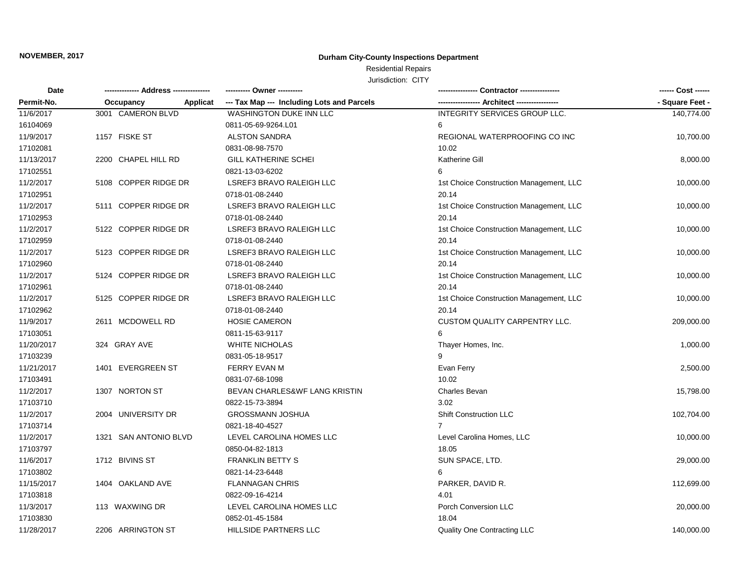**NOVEMBER, 2017**

# Durham City-County Inspections Department

Residential Repairs

Jurisdiction: CITY

| Date / Permit-No. | Address / Occupancy Applicat | Owner / Tax Map --- Including Lots and Parcels | Contractor / Architect | Cost / Square Feet |
|---|---|---|---|---|
| 11/6/2017 | 3001 CAMERON BLVD | WASHINGTON DUKE INN LLC | INTEGRITY SERVICES GROUP LLC. | 140,774.00 |
| 16104069 | | 0811-05-69-9264.L01 | 6 | |
| 11/9/2017 | 1157 FISKE ST | ALSTON SANDRA | REGIONAL WATERPROOFING CO INC | 10,700.00 |
| 17102081 | | 0831-08-98-7570 | 10.02 | |
| 11/13/2017 | 2200 CHAPEL HILL RD | GILL KATHERINE SCHEI | Katherine Gill | 8,000.00 |
| 17102551 | | 0821-13-03-6202 | 6 | |
| 11/2/2017 | 5108 COPPER RIDGE DR | LSREF3 BRAVO RALEIGH LLC | 1st Choice Construction Management, LLC | 10,000.00 |
| 17102951 | | 0718-01-08-2440 | 20.14 | |
| 11/2/2017 | 5111 COPPER RIDGE DR | LSREF3 BRAVO RALEIGH LLC | 1st Choice Construction Management, LLC | 10,000.00 |
| 17102953 | | 0718-01-08-2440 | 20.14 | |
| 11/2/2017 | 5122 COPPER RIDGE DR | LSREF3 BRAVO RALEIGH LLC | 1st Choice Construction Management, LLC | 10,000.00 |
| 17102959 | | 0718-01-08-2440 | 20.14 | |
| 11/2/2017 | 5123 COPPER RIDGE DR | LSREF3 BRAVO RALEIGH LLC | 1st Choice Construction Management, LLC | 10,000.00 |
| 17102960 | | 0718-01-08-2440 | 20.14 | |
| 11/2/2017 | 5124 COPPER RIDGE DR | LSREF3 BRAVO RALEIGH LLC | 1st Choice Construction Management, LLC | 10,000.00 |
| 17102961 | | 0718-01-08-2440 | 20.14 | |
| 11/2/2017 | 5125 COPPER RIDGE DR | LSREF3 BRAVO RALEIGH LLC | 1st Choice Construction Management, LLC | 10,000.00 |
| 17102962 | | 0718-01-08-2440 | 20.14 | |
| 11/9/2017 | 2611 MCDOWELL RD | HOSIE CAMERON | CUSTOM QUALITY CARPENTRY LLC. | 209,000.00 |
| 17103051 | | 0811-15-63-9117 | 6 | |
| 11/20/2017 | 324 GRAY AVE | WHITE NICHOLAS | Thayer Homes, Inc. | 1,000.00 |
| 17103239 | | 0831-05-18-9517 | 9 | |
| 11/21/2017 | 1401 EVERGREEN ST | FERRY EVAN M | Evan Ferry | 2,500.00 |
| 17103491 | | 0831-07-68-1098 | 10.02 | |
| 11/2/2017 | 1307 NORTON ST | BEVAN CHARLES&WF LANG KRISTIN | Charles Bevan | 15,798.00 |
| 17103710 | | 0822-15-73-3894 | 3.02 | |
| 11/2/2017 | 2004 UNIVERSITY DR | GROSSMANN JOSHUA | Shift Construction LLC | 102,704.00 |
| 17103714 | | 0821-18-40-4527 | 7 | |
| 11/2/2017 | 1321 SAN ANTONIO BLVD | LEVEL CAROLINA HOMES LLC | Level Carolina Homes, LLC | 10,000.00 |
| 17103797 | | 0850-04-82-1813 | 18.05 | |
| 11/6/2017 | 1712 BIVINS ST | FRANKLIN BETTY S | SUN SPACE, LTD. | 29,000.00 |
| 17103802 | | 0821-14-23-6448 | 6 | |
| 11/15/2017 | 1404 OAKLAND AVE | FLANNAGAN CHRIS | PARKER, DAVID R. | 112,699.00 |
| 17103818 | | 0822-09-16-4214 | 4.01 | |
| 11/3/2017 | 113 WAXWING DR | LEVEL CAROLINA HOMES LLC | Porch Conversion LLC | 20,000.00 |
| 17103830 | | 0852-01-45-1584 | 18.04 | |
| 11/28/2017 | 2206 ARRINGTON ST | HILLSIDE PARTNERS LLC | Quality One Contracting LLC | 140,000.00 |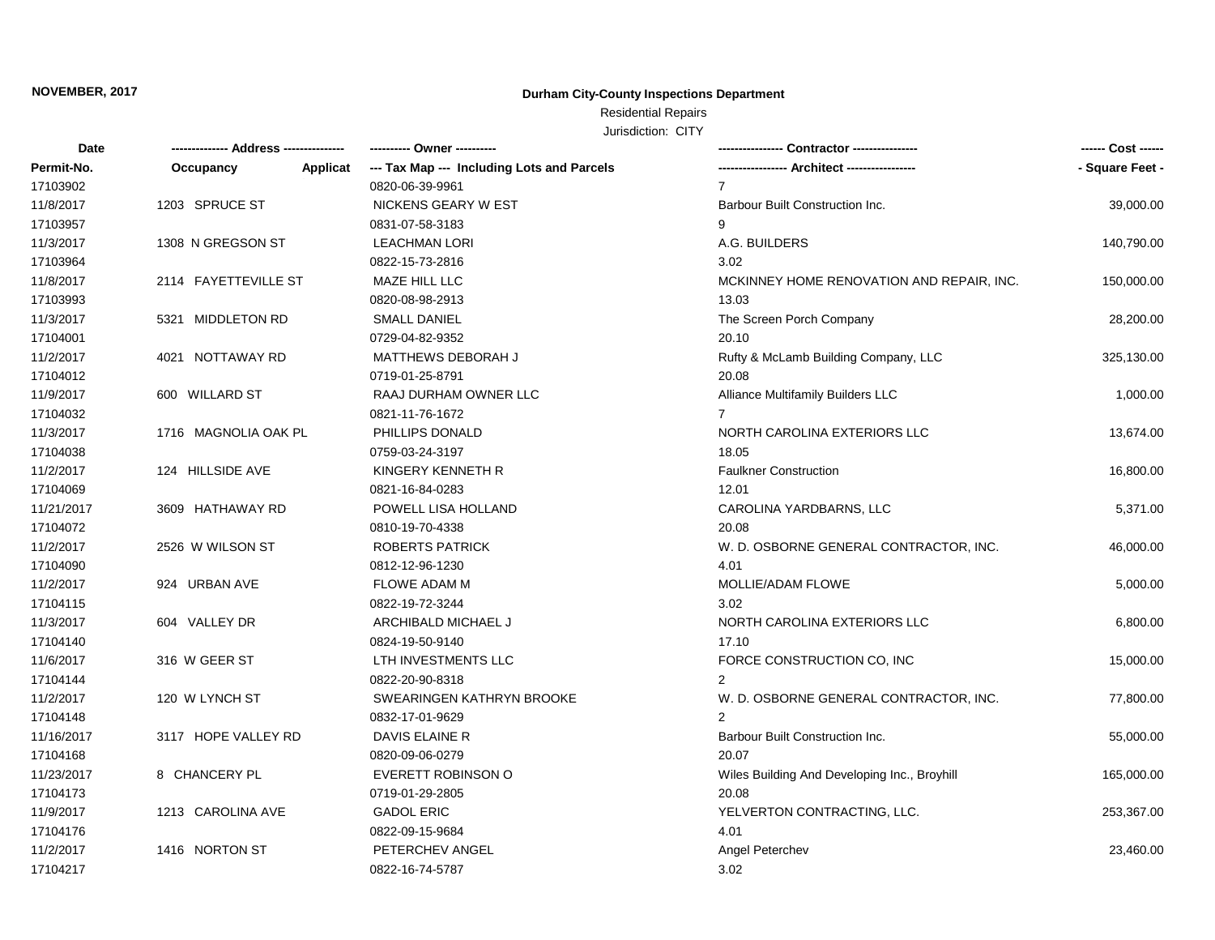**NOVEMBER, 2017**

# Durham City-County Inspections Department

Residential Repairs

Jurisdiction: CITY

| Date | ------------- Address --------------- | ---------- Owner ---------- | ---------------- Contractor ---------------- | ------ Cost ------ |
|---|---|---|---|---|
| Permit-No. | Occupancy Applicat | --- Tax Map --- Including Lots and Parcels | ----------------- Architect ----------------- | - Square Feet - |
| 17103902 | | 0820-06-39-9961 | 7 | |
| 11/8/2017 | 1203 SPRUCE ST | NICKENS GEARY W EST | Barbour Built Construction Inc. | 39,000.00 |
| 17103957 | | 0831-07-58-3183 | 9 | |
| 11/3/2017 | 1308 N GREGSON ST | LEACHMAN LORI | A.G. BUILDERS | 140,790.00 |
| 17103964 | | 0822-15-73-2816 | 3.02 | |
| 11/8/2017 | 2114 FAYETTEVILLE ST | MAZE HILL LLC | MCKINNEY HOME RENOVATION AND REPAIR, INC. | 150,000.00 |
| 17103993 | | 0820-08-98-2913 | 13.03 | |
| 11/3/2017 | 5321 MIDDLETON RD | SMALL DANIEL | The Screen Porch Company | 28,200.00 |
| 17104001 | | 0729-04-82-9352 | 20.10 | |
| 11/2/2017 | 4021 NOTTAWAY RD | MATTHEWS DEBORAH J | Rufty & McLamb Building Company, LLC | 325,130.00 |
| 17104012 | | 0719-01-25-8791 | 20.08 | |
| 11/9/2017 | 600 WILLARD ST | RAAJ DURHAM OWNER LLC | Alliance Multifamily Builders LLC | 1,000.00 |
| 17104032 | | 0821-11-76-1672 | 7 | |
| 11/3/2017 | 1716 MAGNOLIA OAK PL | PHILLIPS DONALD | NORTH CAROLINA EXTERIORS LLC | 13,674.00 |
| 17104038 | | 0759-03-24-3197 | 18.05 | |
| 11/2/2017 | 124 HILLSIDE AVE | KINGERY KENNETH R | Faulkner Construction | 16,800.00 |
| 17104069 | | 0821-16-84-0283 | 12.01 | |
| 11/21/2017 | 3609 HATHAWAY RD | POWELL LISA HOLLAND | CAROLINA YARDBARNS, LLC | 5,371.00 |
| 17104072 | | 0810-19-70-4338 | 20.08 | |
| 11/2/2017 | 2526 W WILSON ST | ROBERTS PATRICK | W. D. OSBORNE GENERAL CONTRACTOR, INC. | 46,000.00 |
| 17104090 | | 0812-12-96-1230 | 4.01 | |
| 11/2/2017 | 924 URBAN AVE | FLOWE ADAM M | MOLLIE/ADAM FLOWE | 5,000.00 |
| 17104115 | | 0822-19-72-3244 | 3.02 | |
| 11/3/2017 | 604 VALLEY DR | ARCHIBALD MICHAEL J | NORTH CAROLINA EXTERIORS LLC | 6,800.00 |
| 17104140 | | 0824-19-50-9140 | 17.10 | |
| 11/6/2017 | 316 W GEER ST | LTH INVESTMENTS LLC | FORCE CONSTRUCTION CO, INC | 15,000.00 |
| 17104144 | | 0822-20-90-8318 | 2 | |
| 11/2/2017 | 120 W LYNCH ST | SWEARINGEN KATHRYN BROOKE | W. D. OSBORNE GENERAL CONTRACTOR, INC. | 77,800.00 |
| 17104148 | | 0832-17-01-9629 | 2 | |
| 11/16/2017 | 3117 HOPE VALLEY RD | DAVIS ELAINE R | Barbour Built Construction Inc. | 55,000.00 |
| 17104168 | | 0820-09-06-0279 | 20.07 | |
| 11/23/2017 | 8 CHANCERY PL | EVERETT ROBINSON O | Wiles Building And Developing Inc., Broyhill | 165,000.00 |
| 17104173 | | 0719-01-29-2805 | 20.08 | |
| 11/9/2017 | 1213 CAROLINA AVE | GADOL ERIC | YELVERTON CONTRACTING, LLC. | 253,367.00 |
| 17104176 | | 0822-09-15-9684 | 4.01 | |
| 11/2/2017 | 1416 NORTON ST | PETERCHEV ANGEL | Angel Peterchev | 23,460.00 |
| 17104217 | | 0822-16-74-5787 | 3.02 | |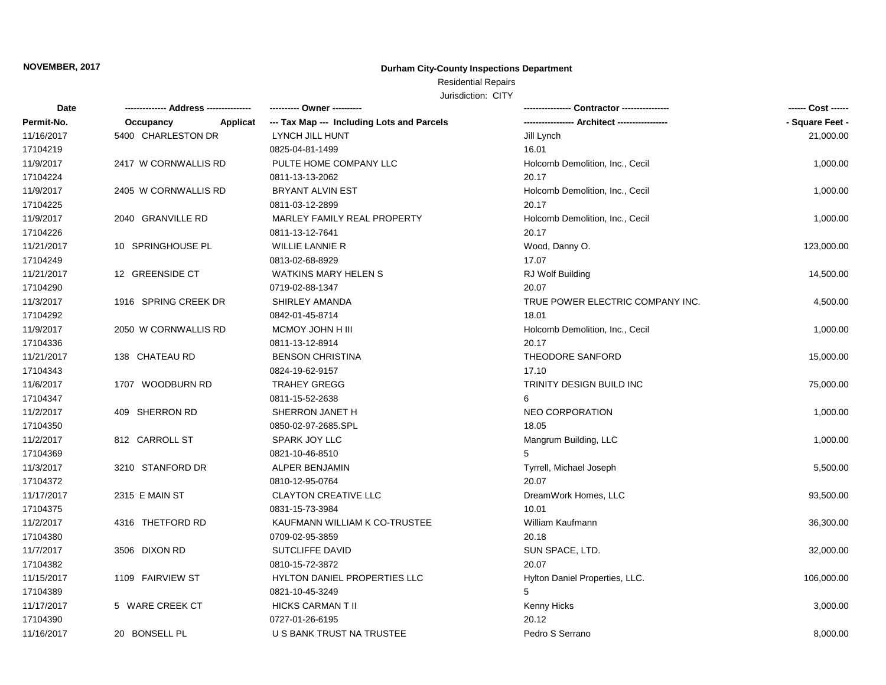**NOVEMBER, 2017**

**Durham City-County Inspections Department**

Residential Repairs

Jurisdiction: CITY

| Date<br>Permit-No. | ------------- Address ---------------<br>Occupancy Applicat | ---------- Owner ----------<br>--- Tax Map --- Including Lots and Parcels | --------------- Contractor ---------------<br>---------------- Architect ---------------- | ------ Cost ------<br>- Square Feet - |
|---|---|---|---|---|
| 11/16/2017<br>17104219 | 5400 CHARLESTON DR | LYNCH JILL HUNT<br>0825-04-81-1499 | Jill Lynch<br>16.01 | 21,000.00 |
| 11/9/2017<br>17104224 | 2417 W CORNWALLIS RD | PULTE HOME COMPANY LLC<br>0811-13-13-2062 | Holcomb Demolition, Inc., Cecil<br>20.17 | 1,000.00 |
| 11/9/2017<br>17104225 | 2405 W CORNWALLIS RD | BRYANT ALVIN EST<br>0811-03-12-2899 | Holcomb Demolition, Inc., Cecil<br>20.17 | 1,000.00 |
| 11/9/2017<br>17104226 | 2040 GRANVILLE RD | MARLEY FAMILY REAL PROPERTY<br>0811-13-12-7641 | Holcomb Demolition, Inc., Cecil<br>20.17 | 1,000.00 |
| 11/21/2017<br>17104249 | 10 SPRINGHOUSE PL | WILLIE LANNIE R<br>0813-02-68-8929 | Wood, Danny O.<br>17.07 | 123,000.00 |
| 11/21/2017<br>17104290 | 12 GREENSIDE CT | WATKINS MARY HELEN S<br>0719-02-88-1347 | RJ Wolf Building<br>20.07 | 14,500.00 |
| 11/3/2017<br>17104292 | 1916 SPRING CREEK DR | SHIRLEY AMANDA<br>0842-01-45-8714 | TRUE POWER ELECTRIC COMPANY INC.<br>18.01 | 4,500.00 |
| 11/9/2017<br>17104336 | 2050 W CORNWALLIS RD | MCMOY JOHN H III<br>0811-13-12-8914 | Holcomb Demolition, Inc., Cecil<br>20.17 | 1,000.00 |
| 11/21/2017<br>17104343 | 138 CHATEAU RD | BENSON CHRISTINA<br>0824-19-62-9157 | THEODORE SANFORD<br>17.10 | 15,000.00 |
| 11/6/2017<br>17104347 | 1707 WOODBURN RD | TRAHEY GREGG<br>0811-15-52-2638 | TRINITY DESIGN BUILD INC<br>6 | 75,000.00 |
| 11/2/2017<br>17104350 | 409 SHERRON RD | SHERRON JANET H<br>0850-02-97-2685.SPL | NEO CORPORATION<br>18.05 | 1,000.00 |
| 11/2/2017<br>17104369 | 812 CARROLL ST | SPARK JOY LLC<br>0821-10-46-8510 | Mangrum Building, LLC<br>5 | 1,000.00 |
| 11/3/2017<br>17104372 | 3210 STANFORD DR | ALPER BENJAMIN<br>0810-12-95-0764 | Tyrrell, Michael Joseph<br>20.07 | 5,500.00 |
| 11/17/2017<br>17104375 | 2315 E MAIN ST | CLAYTON CREATIVE LLC<br>0831-15-73-3984 | DreamWork Homes, LLC<br>10.01 | 93,500.00 |
| 11/2/2017<br>17104380 | 4316 THETFORD RD | KAUFMANN WILLIAM K CO-TRUSTEE<br>0709-02-95-3859 | William Kaufmann<br>20.18 | 36,300.00 |
| 11/7/2017<br>17104382 | 3506 DIXON RD | SUTCLIFFE DAVID<br>0810-15-72-3872 | SUN SPACE, LTD.<br>20.07 | 32,000.00 |
| 11/15/2017<br>17104389 | 1109 FAIRVIEW ST | HYLTON DANIEL PROPERTIES LLC<br>0821-10-45-3249 | Hylton Daniel Properties, LLC.<br>5 | 106,000.00 |
| 11/17/2017<br>17104390 | 5 WARE CREEK CT | HICKS CARMAN T II<br>0727-01-26-6195 | Kenny Hicks<br>20.12 | 3,000.00 |
| 11/16/2017 | 20 BONSELL PL | U S BANK TRUST NA TRUSTEE | Pedro S Serrano | 8,000.00 |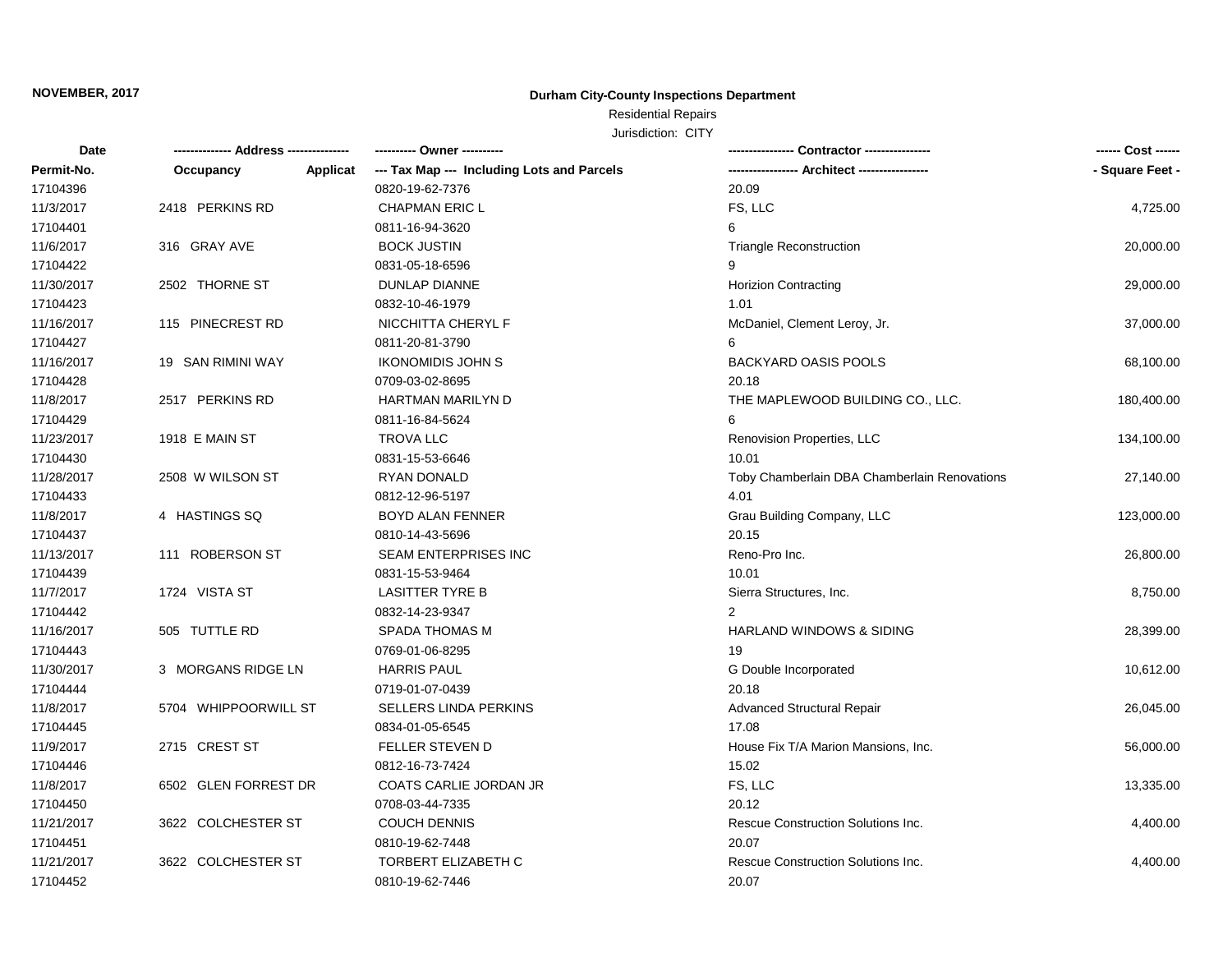**NOVEMBER, 2017**

**Durham City-County Inspections Department**

Residential Repairs

Jurisdiction: CITY

| Date | ------------- Address -------------- | ---------- Owner ---------- | --------------- Contractor --------------- | ------ Cost ------ |
|---|---|---|---|---|
| **Permit-No.** | **Occupancy Applicat** | **--- Tax Map --- Including Lots and Parcels** | **---------------- Architect ----------------** | **- Square Feet -** |
| 17104396 | | 0820-19-62-7376 | 20.09 | |
| 11/3/2017 | 2418 PERKINS RD | CHAPMAN ERIC L | FS, LLC | 4,725.00 |
| 17104401 | | 0811-16-94-3620 | 6 | |
| 11/6/2017 | 316 GRAY AVE | BOCK JUSTIN | Triangle Reconstruction | 20,000.00 |
| 17104422 | | 0831-05-18-6596 | 9 | |
| 11/30/2017 | 2502 THORNE ST | DUNLAP DIANNE | Horizion Contracting | 29,000.00 |
| 17104423 | | 0832-10-46-1979 | 1.01 | |
| 11/16/2017 | 115 PINECREST RD | NICCHITTA CHERYL F | McDaniel, Clement Leroy, Jr. | 37,000.00 |
| 17104427 | | 0811-20-81-3790 | 6 | |
| 11/16/2017 | 19 SAN RIMINI WAY | IKONOMIDIS JOHN S | BACKYARD OASIS POOLS | 68,100.00 |
| 17104428 | | 0709-03-02-8695 | 20.18 | |
| 11/8/2017 | 2517 PERKINS RD | HARTMAN MARILYN D | THE MAPLEWOOD BUILDING CO., LLC. | 180,400.00 |
| 17104429 | | 0811-16-84-5624 | 6 | |
| 11/23/2017 | 1918 E MAIN ST | TROVA LLC | Renovision Properties, LLC | 134,100.00 |
| 17104430 | | 0831-15-53-6646 | 10.01 | |
| 11/28/2017 | 2508 W WILSON ST | RYAN DONALD | Toby Chamberlain DBA Chamberlain Renovations | 27,140.00 |
| 17104433 | | 0812-12-96-5197 | 4.01 | |
| 11/8/2017 | 4 HASTINGS SQ | BOYD ALAN FENNER | Grau Building Company, LLC | 123,000.00 |
| 17104437 | | 0810-14-43-5696 | 20.15 | |
| 11/13/2017 | 111 ROBERSON ST | SEAM ENTERPRISES INC | Reno-Pro Inc. | 26,800.00 |
| 17104439 | | 0831-15-53-9464 | 10.01 | |
| 11/7/2017 | 1724 VISTA ST | LASITTER TYRE B | Sierra Structures, Inc. | 8,750.00 |
| 17104442 | | 0832-14-23-9347 | 2 | |
| 11/16/2017 | 505 TUTTLE RD | SPADA THOMAS M | HARLAND WINDOWS & SIDING | 28,399.00 |
| 17104443 | | 0769-01-06-8295 | 19 | |
| 11/30/2017 | 3 MORGANS RIDGE LN | HARRIS PAUL | G Double Incorporated | 10,612.00 |
| 17104444 | | 0719-01-07-0439 | 20.18 | |
| 11/8/2017 | 5704 WHIPPOORWILL ST | SELLERS LINDA PERKINS | Advanced Structural Repair | 26,045.00 |
| 17104445 | | 0834-01-05-6545 | 17.08 | |
| 11/9/2017 | 2715 CREST ST | FELLER STEVEN D | House Fix T/A Marion Mansions, Inc. | 56,000.00 |
| 17104446 | | 0812-16-73-7424 | 15.02 | |
| 11/8/2017 | 6502 GLEN FORREST DR | COATS CARLIE JORDAN JR | FS, LLC | 13,335.00 |
| 17104450 | | 0708-03-44-7335 | 20.12 | |
| 11/21/2017 | 3622 COLCHESTER ST | COUCH DENNIS | Rescue Construction Solutions Inc. | 4,400.00 |
| 17104451 | | 0810-19-62-7448 | 20.07 | |
| 11/21/2017 | 3622 COLCHESTER ST | TORBERT ELIZABETH C | Rescue Construction Solutions Inc. | 4,400.00 |
| 17104452 | | 0810-19-62-7446 | 20.07 | |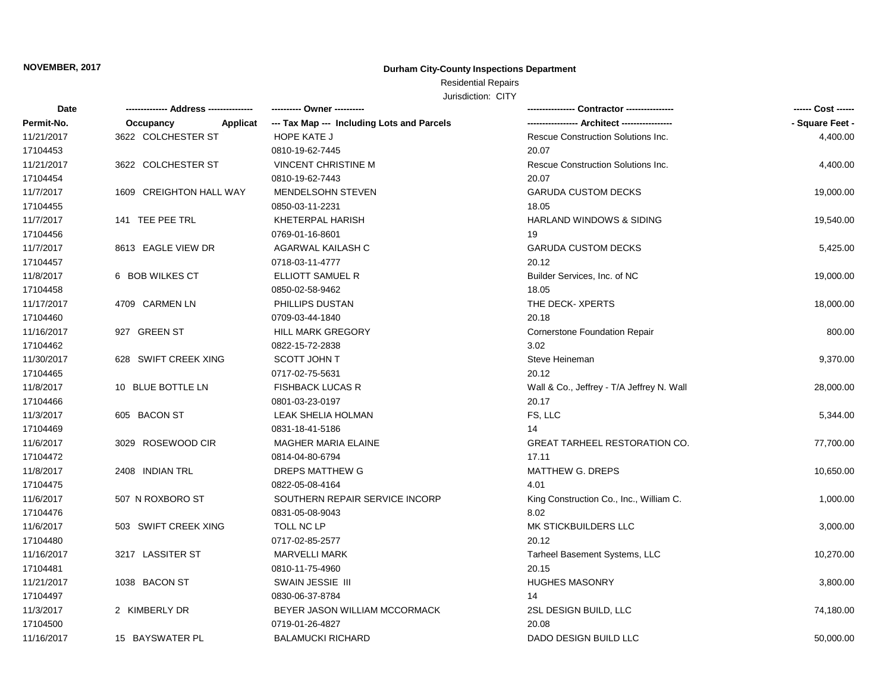**NOVEMBER, 2017**

**Durham City-County Inspections Department**

Residential Repairs

Jurisdiction: CITY

| Date | ------------- Address --------------- | ---------- Owner ---------- | --------------- Contractor ---------------- | ------ Cost ------ |
|---|---|---|---|---|
| Permit-No. | Occupancy Applicat | --- Tax Map --- Including Lots and Parcels | ----------------- Architect ----------------- | - Square Feet - |
| 11/21/2017 | 3622 COLCHESTER ST | HOPE KATE J | Rescue Construction Solutions Inc. | 4,400.00 |
| 17104453 | | 0810-19-62-7445 | 20.07 | |
| 11/21/2017 | 3622 COLCHESTER ST | VINCENT CHRISTINE M | Rescue Construction Solutions Inc. | 4,400.00 |
| 17104454 | | 0810-19-62-7443 | 20.07 | |
| 11/7/2017 | 1609 CREIGHTON HALL WAY | MENDELSOHN STEVEN | GARUDA CUSTOM DECKS | 19,000.00 |
| 17104455 | | 0850-03-11-2231 | 18.05 | |
| 11/7/2017 | 141 TEE PEE TRL | KHETERPAL HARISH | HARLAND WINDOWS & SIDING | 19,540.00 |
| 17104456 | | 0769-01-16-8601 | 19 | |
| 11/7/2017 | 8613 EAGLE VIEW DR | AGARWAL KAILASH C | GARUDA CUSTOM DECKS | 5,425.00 |
| 17104457 | | 0718-03-11-4777 | 20.12 | |
| 11/8/2017 | 6 BOB WILKES CT | ELLIOTT SAMUEL R | Builder Services, Inc. of NC | 19,000.00 |
| 17104458 | | 0850-02-58-9462 | 18.05 | |
| 11/17/2017 | 4709 CARMEN LN | PHILLIPS DUSTAN | THE DECK- XPERTS | 18,000.00 |
| 17104460 | | 0709-03-44-1840 | 20.18 | |
| 11/16/2017 | 927 GREEN ST | HILL MARK GREGORY | Cornerstone Foundation Repair | 800.00 |
| 17104462 | | 0822-15-72-2838 | 3.02 | |
| 11/30/2017 | 628 SWIFT CREEK XING | SCOTT JOHN T | Steve Heineman | 9,370.00 |
| 17104465 | | 0717-02-75-5631 | 20.12 | |
| 11/8/2017 | 10 BLUE BOTTLE LN | FISHBACK LUCAS R | Wall & Co., Jeffrey - T/A Jeffrey N. Wall | 28,000.00 |
| 17104466 | | 0801-03-23-0197 | 20.17 | |
| 11/3/2017 | 605 BACON ST | LEAK SHELIA HOLMAN | FS, LLC | 5,344.00 |
| 17104469 | | 0831-18-41-5186 | 14 | |
| 11/6/2017 | 3029 ROSEWOOD CIR | MAGHER MARIA ELAINE | GREAT TARHEEL RESTORATION CO. | 77,700.00 |
| 17104472 | | 0814-04-80-6794 | 17.11 | |
| 11/8/2017 | 2408 INDIAN TRL | DREPS MATTHEW G | MATTHEW G. DREPS | 10,650.00 |
| 17104475 | | 0822-05-08-4164 | 4.01 | |
| 11/6/2017 | 507 N ROXBORO ST | SOUTHERN REPAIR SERVICE INCORP | King Construction Co., Inc., William C. | 1,000.00 |
| 17104476 | | 0831-05-08-9043 | 8.02 | |
| 11/6/2017 | 503 SWIFT CREEK XING | TOLL NC LP | MK STICKBUILDERS LLC | 3,000.00 |
| 17104480 | | 0717-02-85-2577 | 20.12 | |
| 11/16/2017 | 3217 LASSITER ST | MARVELLI MARK | Tarheel Basement Systems, LLC | 10,270.00 |
| 17104481 | | 0810-11-75-4960 | 20.15 | |
| 11/21/2017 | 1038 BACON ST | SWAIN JESSIE III | HUGHES MASONRY | 3,800.00 |
| 17104497 | | 0830-06-37-8784 | 14 | |
| 11/3/2017 | 2 KIMBERLY DR | BEYER JASON WILLIAM MCCORMACK | 2SL DESIGN BUILD, LLC | 74,180.00 |
| 17104500 | | 0719-01-26-4827 | 20.08 | |
| 11/16/2017 | 15 BAYSWATER PL | BALAMUCKI RICHARD | DADO DESIGN BUILD LLC | 50,000.00 |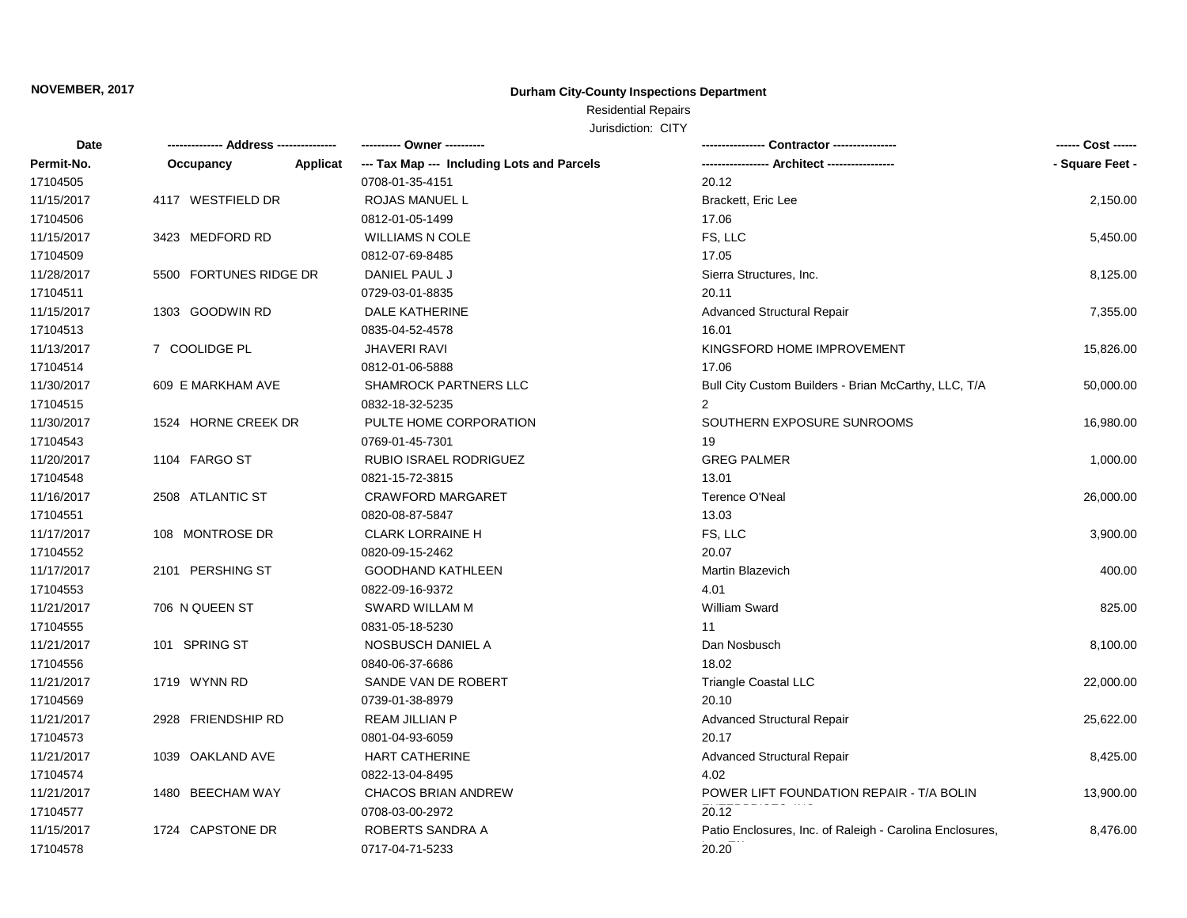**NOVEMBER, 2017**

**Durham City-County Inspections Department**

Residential Repairs

Jurisdiction: CITY

| Date | ------------- Address -------------- | ---------- Owner ---------- | --------------- Contractor --------------- | ------ Cost ------ |
|---|---|---|---|---|
| Permit-No. | Occupancy Applicat | --- Tax Map --- Including Lots and Parcels | ---------------- Architect ---------------- | - Square Feet - |
| 17104505 | | 0708-01-35-4151 | 20.12 | |
| 11/15/2017 | 4117 WESTFIELD DR | ROJAS MANUEL L | Brackett, Eric Lee | 2,150.00 |
| 17104506 | | 0812-01-05-1499 | 17.06 | |
| 11/15/2017 | 3423 MEDFORD RD | WILLIAMS N COLE | FS, LLC | 5,450.00 |
| 17104509 | | 0812-07-69-8485 | 17.05 | |
| 11/28/2017 | 5500 FORTUNES RIDGE DR | DANIEL PAUL J | Sierra Structures, Inc. | 8,125.00 |
| 17104511 | | 0729-03-01-8835 | 20.11 | |
| 11/15/2017 | 1303 GOODWIN RD | DALE KATHERINE | Advanced Structural Repair | 7,355.00 |
| 17104513 | | 0835-04-52-4578 | 16.01 | |
| 11/13/2017 | 7 COOLIDGE PL | JHAVERI RAVI | KINGSFORD HOME IMPROVEMENT | 15,826.00 |
| 17104514 | | 0812-01-06-5888 | 17.06 | |
| 11/30/2017 | 609 E MARKHAM AVE | SHAMROCK PARTNERS LLC | Bull City Custom Builders - Brian McCarthy, LLC, T/A | 50,000.00 |
| 17104515 | | 0832-18-32-5235 | 2 | |
| 11/30/2017 | 1524 HORNE CREEK DR | PULTE HOME CORPORATION | SOUTHERN EXPOSURE SUNROOMS | 16,980.00 |
| 17104543 | | 0769-01-45-7301 | 19 | |
| 11/20/2017 | 1104 FARGO ST | RUBIO ISRAEL RODRIGUEZ | GREG PALMER | 1,000.00 |
| 17104548 | | 0821-15-72-3815 | 13.01 | |
| 11/16/2017 | 2508 ATLANTIC ST | CRAWFORD MARGARET | Terence O'Neal | 26,000.00 |
| 17104551 | | 0820-08-87-5847 | 13.03 | |
| 11/17/2017 | 108 MONTROSE DR | CLARK LORRAINE H | FS, LLC | 3,900.00 |
| 17104552 | | 0820-09-15-2462 | 20.07 | |
| 11/17/2017 | 2101 PERSHING ST | GOODHAND KATHLEEN | Martin Blazevich | 400.00 |
| 17104553 | | 0822-09-16-9372 | 4.01 | |
| 11/21/2017 | 706 N QUEEN ST | SWARD WILLAM M | William Sward | 825.00 |
| 17104555 | | 0831-05-18-5230 | 11 | |
| 11/21/2017 | 101 SPRING ST | NOSBUSCH DANIEL A | Dan Nosbusch | 8,100.00 |
| 17104556 | | 0840-06-37-6686 | 18.02 | |
| 11/21/2017 | 1719 WYNN RD | SANDE VAN DE ROBERT | Triangle Coastal LLC | 22,000.00 |
| 17104569 | | 0739-01-38-8979 | 20.10 | |
| 11/21/2017 | 2928 FRIENDSHIP RD | REAM JILLIAN P | Advanced Structural Repair | 25,622.00 |
| 17104573 | | 0801-04-93-6059 | 20.17 | |
| 11/21/2017 | 1039 OAKLAND AVE | HART CATHERINE | Advanced Structural Repair | 8,425.00 |
| 17104574 | | 0822-13-04-8495 | 4.02 | |
| 11/21/2017 | 1480 BEECHAM WAY | CHACOS BRIAN ANDREW | POWER LIFT FOUNDATION REPAIR - T/A BOLIN | 13,900.00 |
| 17104577 | | 0708-03-00-2972 | 20.12 | |
| 11/15/2017 | 1724 CAPSTONE DR | ROBERTS SANDRA A | Patio Enclosures, Inc. of Raleigh - Carolina Enclosures, | 8,476.00 |
| 17104578 | | 0717-04-71-5233 | 20.20 | |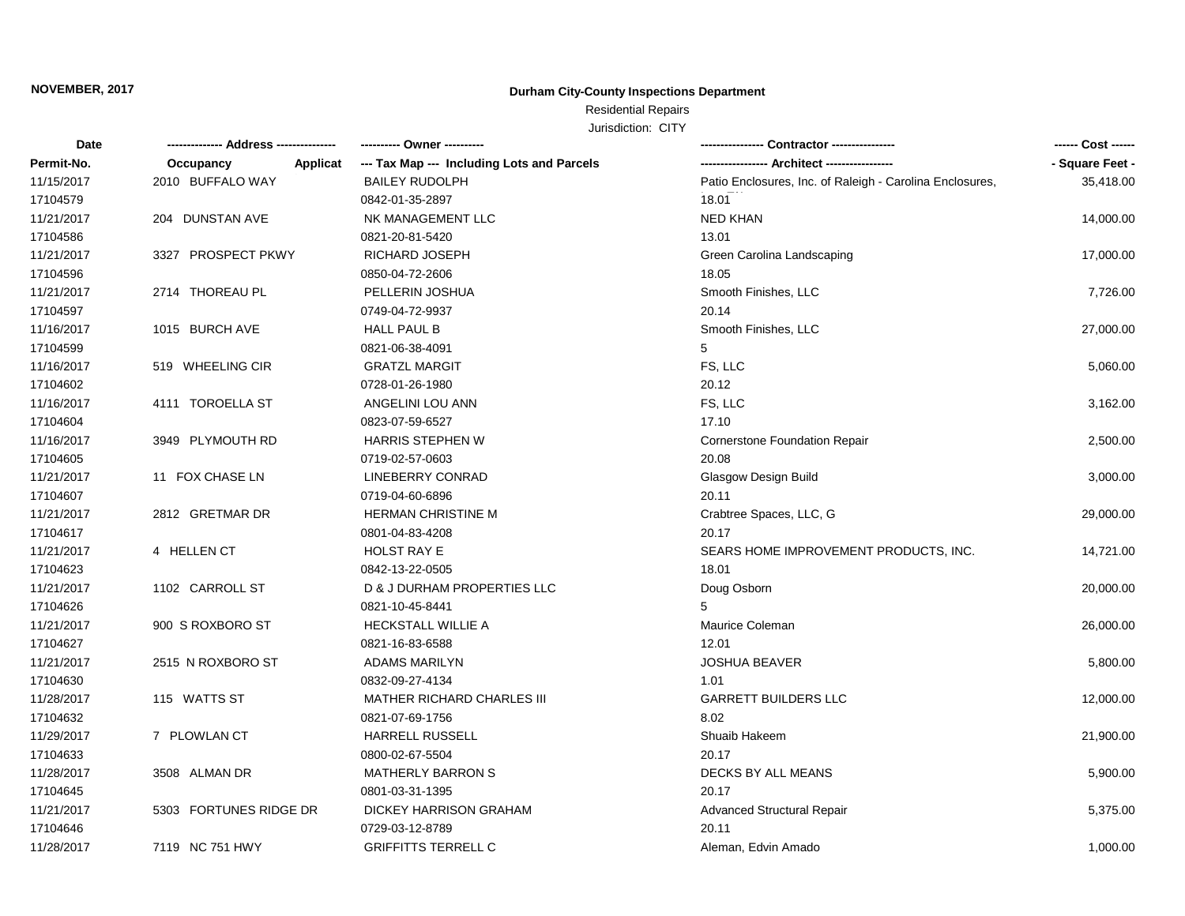**NOVEMBER, 2017**

**Durham City-County Inspections Department**

Residential Repairs

Jurisdiction: CITY

| Date / Permit-No. | Address / Occupancy / Applicat | Owner / Tax Map --- Including Lots and Parcels | Contractor / Architect | Cost / Square Feet |
|---|---|---|---|---|
| 11/15/2017<br>17104579 | 2010 BUFFALO WAY | BAILEY RUDOLPH<br>0842-01-35-2897 | Patio Enclosures, Inc. of Raleigh - Carolina Enclosures,<br>18.01 | 35,418.00 |
| 11/21/2017<br>17104586 | 204 DUNSTAN AVE | NK MANAGEMENT LLC<br>0821-20-81-5420 | NED KHAN<br>13.01 | 14,000.00 |
| 11/21/2017<br>17104596 | 3327 PROSPECT PKWY | RICHARD JOSEPH<br>0850-04-72-2606 | Green Carolina Landscaping<br>18.05 | 17,000.00 |
| 11/21/2017<br>17104597 | 2714 THOREAU PL | PELLERIN JOSHUA<br>0749-04-72-9937 | Smooth Finishes, LLC<br>20.14 | 7,726.00 |
| 11/16/2017<br>17104599 | 1015 BURCH AVE | HALL PAUL B<br>0821-06-38-4091 | Smooth Finishes, LLC<br>5 | 27,000.00 |
| 11/16/2017<br>17104602 | 519 WHEELING CIR | GRATZL MARGIT<br>0728-01-26-1980 | FS, LLC<br>20.12 | 5,060.00 |
| 11/16/2017<br>17104604 | 4111 TOROELLA ST | ANGELINI LOU ANN<br>0823-07-59-6527 | FS, LLC<br>17.10 | 3,162.00 |
| 11/16/2017<br>17104605 | 3949 PLYMOUTH RD | HARRIS STEPHEN W<br>0719-02-57-0603 | Cornerstone Foundation Repair<br>20.08 | 2,500.00 |
| 11/21/2017<br>17104607 | 11 FOX CHASE LN | LINEBERRY CONRAD<br>0719-04-60-6896 | Glasgow Design Build<br>20.11 | 3,000.00 |
| 11/21/2017<br>17104617 | 2812 GRETMAR DR | HERMAN CHRISTINE M<br>0801-04-83-4208 | Crabtree Spaces, LLC, G<br>20.17 | 29,000.00 |
| 11/21/2017<br>17104623 | 4 HELLEN CT | HOLST RAY E<br>0842-13-22-0505 | SEARS HOME IMPROVEMENT PRODUCTS, INC.<br>18.01 | 14,721.00 |
| 11/21/2017<br>17104626 | 1102 CARROLL ST | D & J DURHAM PROPERTIES LLC<br>0821-10-45-8441 | Doug Osborn<br>5 | 20,000.00 |
| 11/21/2017<br>17104627 | 900 S ROXBORO ST | HECKSTALL WILLIE A<br>0821-16-83-6588 | Maurice Coleman<br>12.01 | 26,000.00 |
| 11/21/2017<br>17104630 | 2515 N ROXBORO ST | ADAMS MARILYN<br>0832-09-27-4134 | JOSHUA BEAVER<br>1.01 | 5,800.00 |
| 11/28/2017<br>17104632 | 115 WATTS ST | MATHER RICHARD CHARLES III<br>0821-07-69-1756 | GARRETT BUILDERS LLC<br>8.02 | 12,000.00 |
| 11/29/2017<br>17104633 | 7 PLOWLAN CT | HARRELL RUSSELL<br>0800-02-67-5504 | Shuaib Hakeem<br>20.17 | 21,900.00 |
| 11/28/2017<br>17104645 | 3508 ALMAN DR | MATHERLY BARRON S<br>0801-03-31-1395 | DECKS BY ALL MEANS<br>20.17 | 5,900.00 |
| 11/21/2017<br>17104646 | 5303 FORTUNES RIDGE DR | DICKEY HARRISON GRAHAM<br>0729-03-12-8789 | Advanced Structural Repair<br>20.11 | 5,375.00 |
| 11/28/2017 | 7119 NC 751 HWY | GRIFFITTS TERRELL C | Aleman, Edvin Amado | 1,000.00 |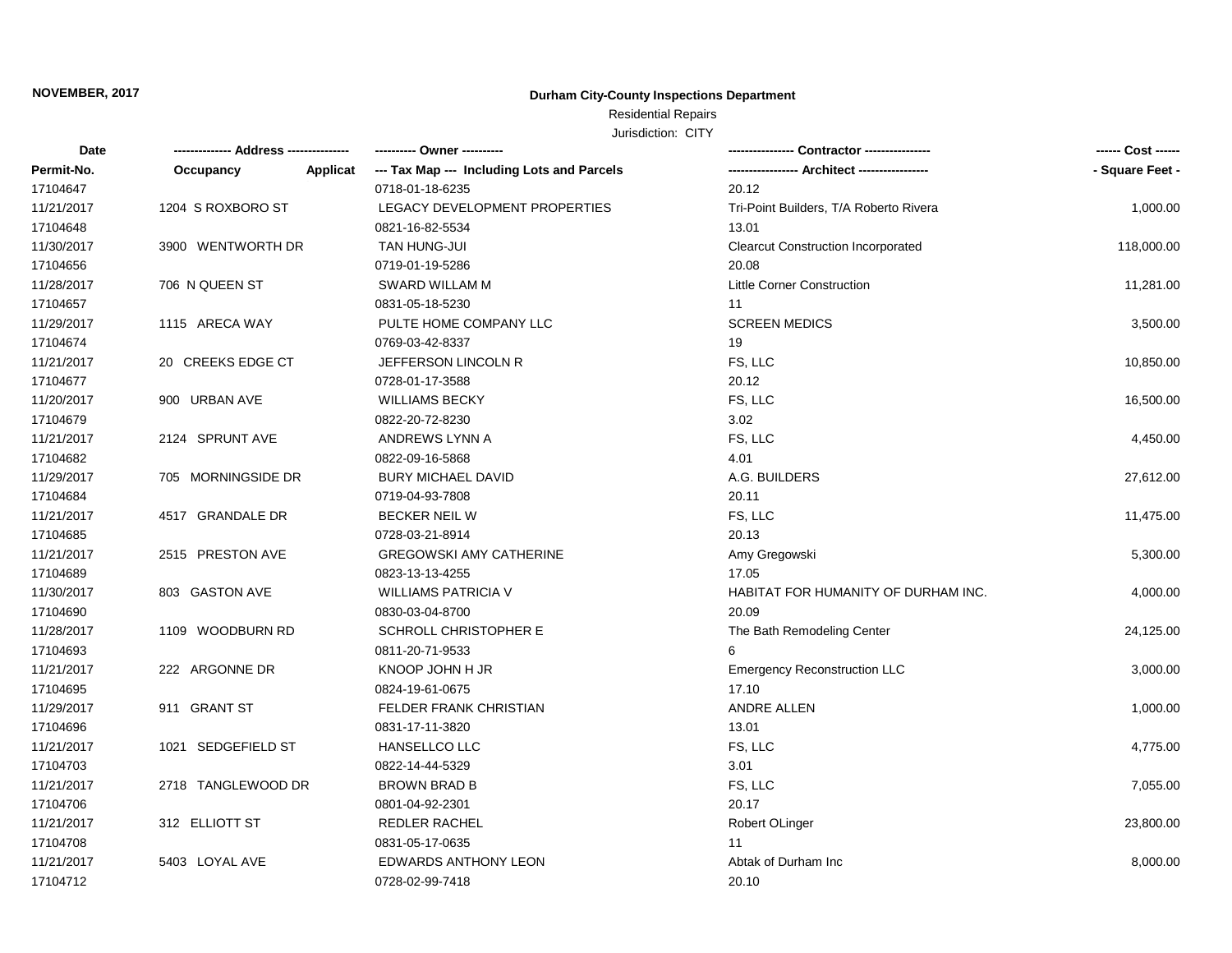**NOVEMBER, 2017**

**Durham City-County Inspections Department**

Residential Repairs

Jurisdiction: CITY

| Date | ------------- Address -------------- | ---------- Owner ---------- | --------------- Contractor --------------- | ------ Cost ------ |
|---|---|---|---|---|
| Permit-No. | Occupancy Applicat | --- Tax Map --- Including Lots and Parcels | ----------------- Architect ----------------- | - Square Feet - |
| 17104647 | | 0718-01-18-6235 | 20.12 | |
| 11/21/2017 | 1204 S ROXBORO ST | LEGACY DEVELOPMENT PROPERTIES | Tri-Point Builders, T/A Roberto Rivera | 1,000.00 |
| 17104648 | | 0821-16-82-5534 | 13.01 | |
| 11/30/2017 | 3900 WENTWORTH DR | TAN HUNG-JUI | Clearcut Construction Incorporated | 118,000.00 |
| 17104656 | | 0719-01-19-5286 | 20.08 | |
| 11/28/2017 | 706 N QUEEN ST | SWARD WILLAM M | Little Corner Construction | 11,281.00 |
| 17104657 | | 0831-05-18-5230 | 11 | |
| 11/29/2017 | 1115 ARECA WAY | PULTE HOME COMPANY LLC | SCREEN MEDICS | 3,500.00 |
| 17104674 | | 0769-03-42-8337 | 19 | |
| 11/21/2017 | 20 CREEKS EDGE CT | JEFFERSON LINCOLN R | FS, LLC | 10,850.00 |
| 17104677 | | 0728-01-17-3588 | 20.12 | |
| 11/20/2017 | 900 URBAN AVE | WILLIAMS BECKY | FS, LLC | 16,500.00 |
| 17104679 | | 0822-20-72-8230 | 3.02 | |
| 11/21/2017 | 2124 SPRUNT AVE | ANDREWS LYNN A | FS, LLC | 4,450.00 |
| 17104682 | | 0822-09-16-5868 | 4.01 | |
| 11/29/2017 | 705 MORNINGSIDE DR | BURY MICHAEL DAVID | A.G. BUILDERS | 27,612.00 |
| 17104684 | | 0719-04-93-7808 | 20.11 | |
| 11/21/2017 | 4517 GRANDALE DR | BECKER NEIL W | FS, LLC | 11,475.00 |
| 17104685 | | 0728-03-21-8914 | 20.13 | |
| 11/21/2017 | 2515 PRESTON AVE | GREGOWSKI AMY CATHERINE | Amy Gregowski | 5,300.00 |
| 17104689 | | 0823-13-13-4255 | 17.05 | |
| 11/30/2017 | 803 GASTON AVE | WILLIAMS PATRICIA V | HABITAT FOR HUMANITY OF DURHAM INC. | 4,000.00 |
| 17104690 | | 0830-03-04-8700 | 20.09 | |
| 11/28/2017 | 1109 WOODBURN RD | SCHROLL CHRISTOPHER E | The Bath Remodeling Center | 24,125.00 |
| 17104693 | | 0811-20-71-9533 | 6 | |
| 11/21/2017 | 222 ARGONNE DR | KNOOP JOHN H JR | Emergency Reconstruction LLC | 3,000.00 |
| 17104695 | | 0824-19-61-0675 | 17.10 | |
| 11/29/2017 | 911 GRANT ST | FELDER FRANK CHRISTIAN | ANDRE ALLEN | 1,000.00 |
| 17104696 | | 0831-17-11-3820 | 13.01 | |
| 11/21/2017 | 1021 SEDGEFIELD ST | HANSELLCO LLC | FS, LLC | 4,775.00 |
| 17104703 | | 0822-14-44-5329 | 3.01 | |
| 11/21/2017 | 2718 TANGLEWOOD DR | BROWN BRAD B | FS, LLC | 7,055.00 |
| 17104706 | | 0801-04-92-2301 | 20.17 | |
| 11/21/2017 | 312 ELLIOTT ST | REDLER RACHEL | Robert OLinger | 23,800.00 |
| 17104708 | | 0831-05-17-0635 | 11 | |
| 11/21/2017 | 5403 LOYAL AVE | EDWARDS ANTHONY LEON | Abtak of Durham Inc | 8,000.00 |
| 17104712 | | 0728-02-99-7418 | 20.10 | |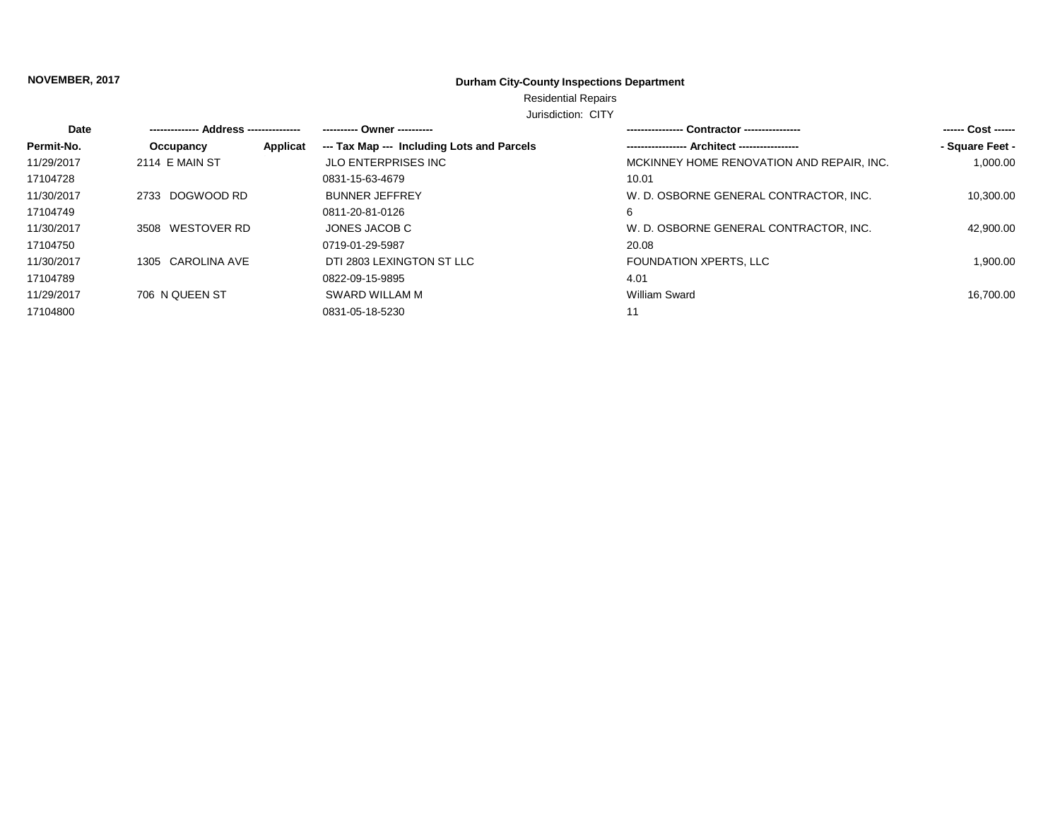**NOVEMBER, 2017**

**Durham City-County Inspections Department**

Residential Repairs

Jurisdiction: CITY

| Date<br>Permit-No. | -------------- Address ---------------<br>Occupancy | <br>Applicat | ---------- Owner ----------<br>--- Tax Map --- Including Lots and Parcels | ---------------- Contractor ----------------<br>----------------- Architect ----------------- | ------ Cost ------<br>- Square Feet - |
|---|---|---|---|---|---|
| 11/29/2017<br>17104728 | 2114 E MAIN ST | | JLO ENTERPRISES INC<br>0831-15-63-4679 | MCKINNEY HOME RENOVATION AND REPAIR, INC.<br>10.01 | 1,000.00 |
| 11/30/2017<br>17104749 | 2733 DOGWOOD RD | | BUNNER JEFFREY<br>0811-20-81-0126 | W. D. OSBORNE GENERAL CONTRACTOR, INC.<br>6 | 10,300.00 |
| 11/30/2017<br>17104750 | 3508 WESTOVER RD | | JONES JACOB C<br>0719-01-29-5987 | W. D. OSBORNE GENERAL CONTRACTOR, INC.<br>20.08 | 42,900.00 |
| 11/30/2017<br>17104789 | 1305 CAROLINA AVE | | DTI 2803 LEXINGTON ST LLC<br>0822-09-15-9895 | FOUNDATION XPERTS, LLC<br>4.01 | 1,900.00 |
| 11/29/2017<br>17104800 | 706 N QUEEN ST | | SWARD WILLAM M<br>0831-05-18-5230 | William Sward<br>11 | 16,700.00 |